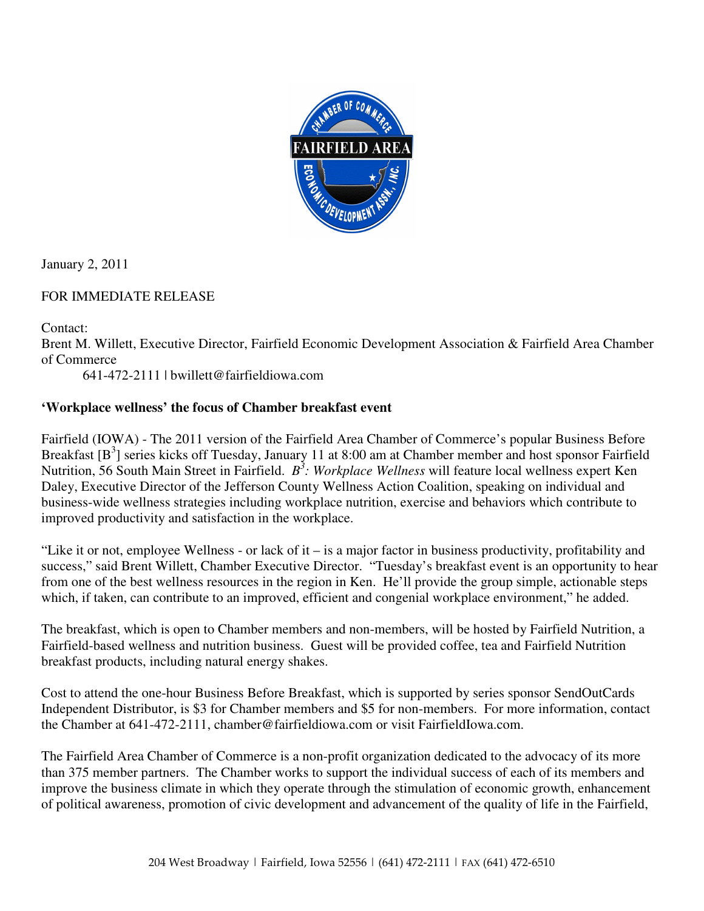January 2, 2011

FOR IMMEDIATE RELEASE

Contact:
Brent M. Willett, Executive Director, Fairfield Economic Development Association & Fairfield Area Chamber of Commerce
641-472-2111 | bwillett@fairfieldiowa.com

**'Workplace wellness' the focus of Chamber breakfast event**

Fairfield (IOWA) - The 2011 version of the Fairfield Area Chamber of Commerce's popular Business Before Breakfast [$B^3$] series kicks off Tuesday, January 11 at 8:00 am at Chamber member and host sponsor Fairfield Nutrition, 56 South Main Street in Fairfield. *$B^3$: Workplace Wellness* will feature local wellness expert Ken Daley, Executive Director of the Jefferson County Wellness Action Coalition, speaking on individual and business-wide wellness strategies including workplace nutrition, exercise and behaviors which contribute to improved productivity and satisfaction in the workplace.

"Like it or not, employee Wellness - or lack of it – is a major factor in business productivity, profitability and success," said Brent Willett, Chamber Executive Director. "Tuesday's breakfast event is an opportunity to hear from one of the best wellness resources in the region in Ken. He'll provide the group simple, actionable steps which, if taken, can contribute to an improved, efficient and congenial workplace environment," he added.

The breakfast, which is open to Chamber members and non-members, will be hosted by Fairfield Nutrition, a Fairfield-based wellness and nutrition business. Guest will be provided coffee, tea and Fairfield Nutrition breakfast products, including natural energy shakes.

Cost to attend the one-hour Business Before Breakfast, which is supported by series sponsor SendOutCards Independent Distributor, is $3 for Chamber members and $5 for non-members. For more information, contact the Chamber at 641-472-2111, chamber@fairfieldiowa.com or visit FairfieldIowa.com.

The Fairfield Area Chamber of Commerce is a non-profit organization dedicated to the advocacy of its more than 375 member partners. The Chamber works to support the individual success of each of its members and improve the business climate in which they operate through the stimulation of economic growth, enhancement of political awareness, promotion of civic development and advancement of the quality of life in the Fairfield,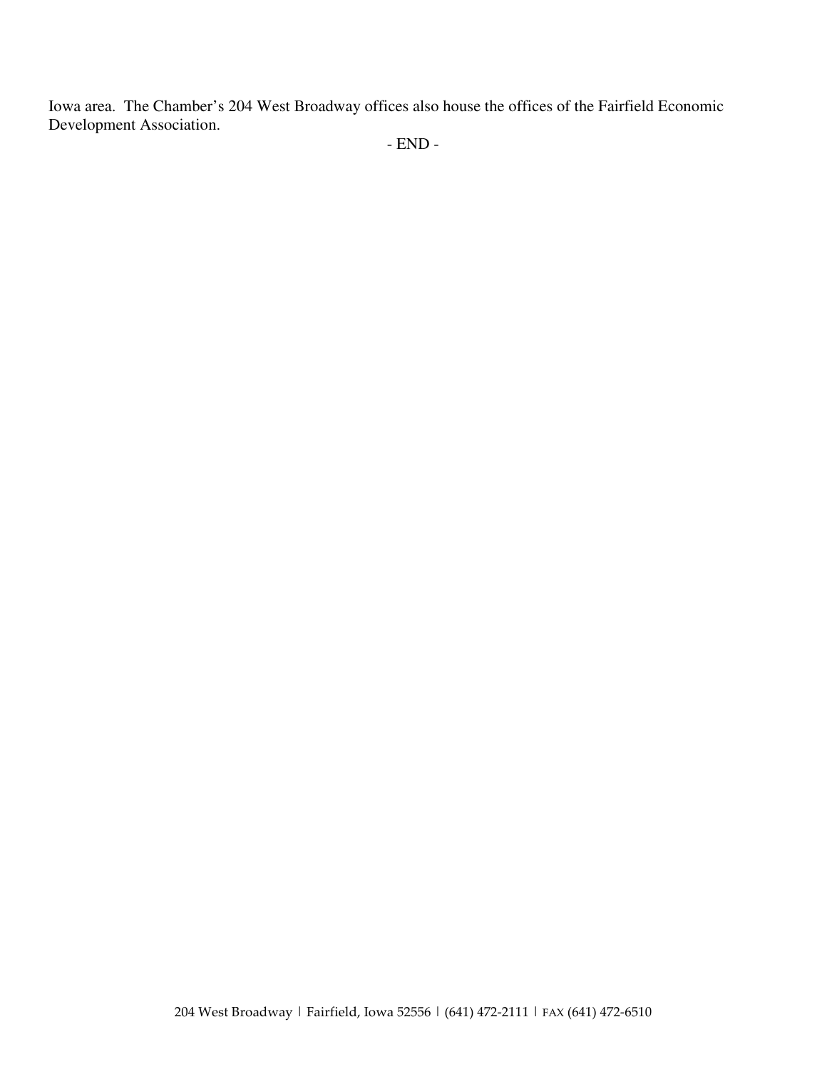Iowa area.  The Chamber's 204 West Broadway offices also house the offices of the Fairfield Economic Development Association.

- END -